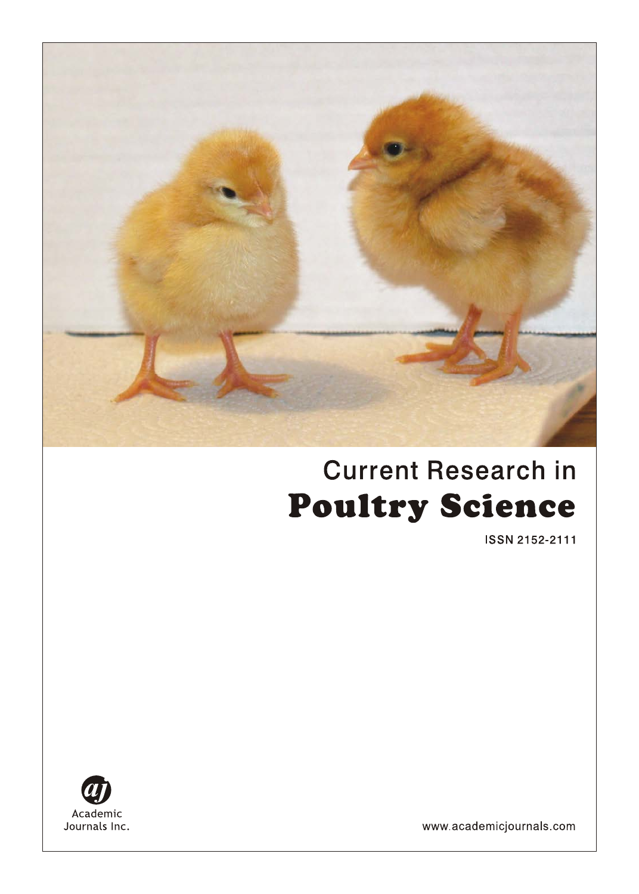# Current Research in
# Poultry Science

ISSN 2152-2111

Academic Journals Inc.

www.academicjournals.com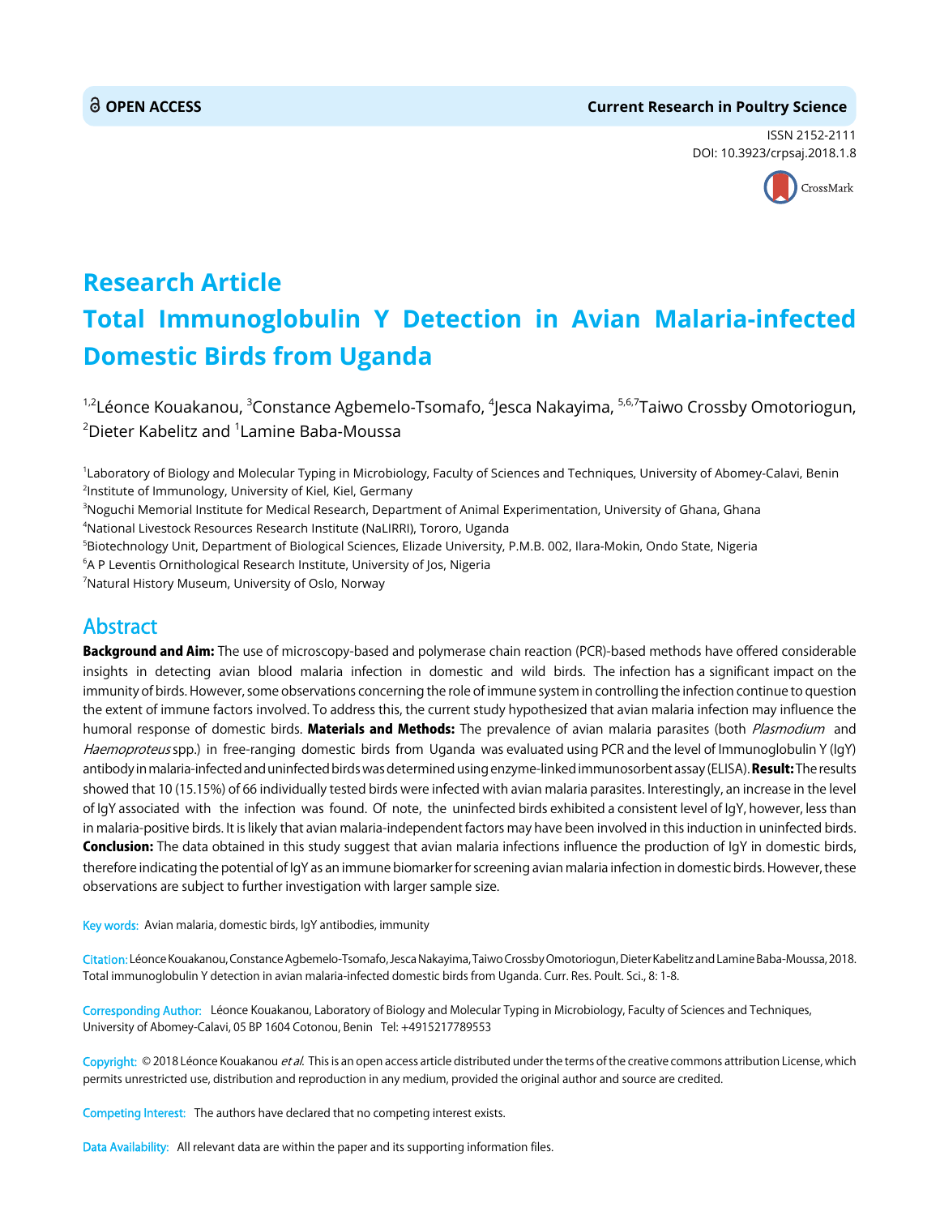# Research Article

# Total Immunoglobulin Y Detection in Avian Malaria-infected Domestic Birds from Uganda

[1,2]Léonce Kouakanou, [3]Constance Agbemelo-Tsomafo, [4]Jesca Nakayima, [5,6,7]Taiwo Crossby Omotoriogun, [2]Dieter Kabelitz and [1]Lamine Baba-Moussa

[1]Laboratory of Biology and Molecular Typing in Microbiology, Faculty of Sciences and Techniques, University of Abomey-Calavi, Benin
[2]Institute of Immunology, University of Kiel, Kiel, Germany
[3]Noguchi Memorial Institute for Medical Research, Department of Animal Experimentation, University of Ghana, Ghana
[4]National Livestock Resources Research Institute (NaLIRRI), Tororo, Uganda
[5]Biotechnology Unit, Department of Biological Sciences, Elizade University, P.M.B. 002, Ilara-Mokin, Ondo State, Nigeria
[6]A P Leventis Ornithological Research Institute, University of Jos, Nigeria
[7]Natural History Museum, University of Oslo, Norway

## Abstract

**Background and Aim:** The use of microscopy-based and polymerase chain reaction (PCR)-based methods have offered considerable insights in detecting avian blood malaria infection in domestic and wild birds. The infection has a significant impact on the immunity of birds. However, some observations concerning the role of immune system in controlling the infection continue to question the extent of immune factors involved. To address this, the current study hypothesized that avian malaria infection may influence the humoral response of domestic birds. **Materials and Methods:** The prevalence of avian malaria parasites (both *Plasmodium* and *Haemoproteus* spp.) in free-ranging domestic birds from Uganda was evaluated using PCR and the level of Immunoglobulin Y (IgY) antibody in malaria-infected and uninfected birds was determined using enzyme-linked immunosorbent assay (ELISA). **Result:** The results showed that 10 (15.15%) of 66 individually tested birds were infected with avian malaria parasites. Interestingly, an increase in the level of IgY associated with the infection was found. Of note, the uninfected birds exhibited a consistent level of IgY, however, less than in malaria-positive birds. It is likely that avian malaria-independent factors may have been involved in this induction in uninfected birds. **Conclusion:** The data obtained in this study suggest that avian malaria infections influence the production of IgY in domestic birds, therefore indicating the potential of IgY as an immune biomarker for screening avian malaria infection in domestic birds. However, these observations are subject to further investigation with larger sample size.

Key words: Avian malaria, domestic birds, IgY antibodies, immunity

Citation: Léonce Kouakanou, Constance Agbemelo-Tsomafo, Jesca Nakayima, Taiwo Crossby Omotoriogun, Dieter Kabelitz and Lamine Baba-Moussa, 2018. Total immunoglobulin Y detection in avian malaria-infected domestic birds from Uganda. Curr. Res. Poult. Sci., 8: 1-8.

Corresponding Author: Léonce Kouakanou, Laboratory of Biology and Molecular Typing in Microbiology, Faculty of Sciences and Techniques, University of Abomey-Calavi, 05 BP 1604 Cotonou, Benin Tel: +4915217789553

Copyright: © 2018 Léonce Kouakanou *et al.* This is an open access article distributed under the terms of the creative commons attribution License, which permits unrestricted use, distribution and reproduction in any medium, provided the original author and source are credited.

Competing Interest: The authors have declared that no competing interest exists.

Data Availability: All relevant data are within the paper and its supporting information files.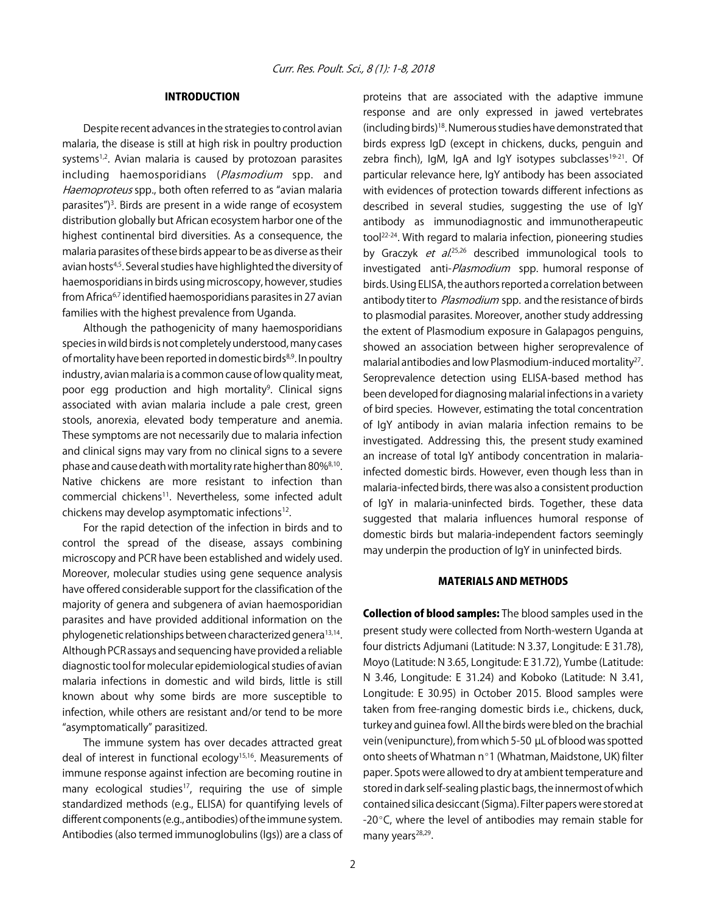## INTRODUCTION

Despite recent advances in the strategies to control avian malaria, the disease is still at high risk in poultry production systems[1,2]. Avian malaria is caused by protozoan parasites including haemosporidians (*Plasmodium* spp. and *Haemoproteus* spp., both often referred to as "avian malaria parasites")[3]. Birds are present in a wide range of ecosystem distribution globally but African ecosystem harbor one of the highest continental bird diversities. As a consequence, the malaria parasites of these birds appear to be as diverse as their avian hosts[4,5]. Several studies have highlighted the diversity of haemosporidians in birds using microscopy, however, studies from Africa[6,7] identified haemosporidians parasites in 27 avian families with the highest prevalence from Uganda.

Although the pathogenicity of many haemosporidians species in wild birds is not completely understood, many cases of mortality have been reported in domestic birds[8,9]. In poultry industry, avian malaria is a common cause of low quality meat, poor egg production and high mortality[9]. Clinical signs associated with avian malaria include a pale crest, green stools, anorexia, elevated body temperature and anemia. These symptoms are not necessarily due to malaria infection and clinical signs may vary from no clinical signs to a severe phase and cause death with mortality rate higher than 80%[8,10]. Native chickens are more resistant to infection than commercial chickens[11]. Nevertheless, some infected adult chickens may develop asymptomatic infections[12].

For the rapid detection of the infection in birds and to control the spread of the disease, assays combining microscopy and PCR have been established and widely used. Moreover, molecular studies using gene sequence analysis have offered considerable support for the classification of the majority of genera and subgenera of avian haemosporidian parasites and have provided additional information on the phylogenetic relationships between characterized genera[13,14]. Although PCR assays and sequencing have provided a reliable diagnostic tool for molecular epidemiological studies of avian malaria infections in domestic and wild birds, little is still known about why some birds are more susceptible to infection, while others are resistant and/or tend to be more "asymptomatically" parasitized.

The immune system has over decades attracted great deal of interest in functional ecology[15,16]. Measurements of immune response against infection are becoming routine in many ecological studies[17], requiring the use of simple standardized methods (e.g., ELISA) for quantifying levels of different components (e.g., antibodies) of the immune system. Antibodies (also termed immunoglobulins (Igs)) are a class of proteins that are associated with the adaptive immune response and are only expressed in jawed vertebrates (including birds)[18]. Numerous studies have demonstrated that birds express IgD (except in chickens, ducks, penguin and zebra finch), IgM, IgA and IgY isotypes subclasses[19-21]. Of particular relevance here, IgY antibody has been associated with evidences of protection towards different infections as described in several studies, suggesting the use of IgY antibody as immunodiagnostic and immunotherapeutic tool[22-24]. With regard to malaria infection, pioneering studies by Graczyk *et al.*[25,26] described immunological tools to investigated anti-*Plasmodium* spp. humoral response of birds. Using ELISA, the authors reported a correlation between antibody titer to *Plasmodium* spp. and the resistance of birds to plasmodial parasites. Moreover, another study addressing the extent of Plasmodium exposure in Galapagos penguins, showed an association between higher seroprevalence of malarial antibodies and low Plasmodium-induced mortality[27]. Seroprevalence detection using ELISA-based method has been developed for diagnosing malarial infections in a variety of bird species. However, estimating the total concentration of IgY antibody in avian malaria infection remains to be investigated. Addressing this, the present study examined an increase of total IgY antibody concentration in malaria-infected domestic birds. However, even though less than in malaria-infected birds, there was also a consistent production of IgY in malaria-uninfected birds. Together, these data suggested that malaria influences humoral response of domestic birds but malaria-independent factors seemingly may underpin the production of IgY in uninfected birds.

## MATERIALS AND METHODS

**Collection of blood samples:** The blood samples used in the present study were collected from North-western Uganda at four districts Adjumani (Latitude: N 3.37, Longitude: E 31.78), Moyo (Latitude: N 3.65, Longitude: E 31.72), Yumbe (Latitude: N 3.46, Longitude: E 31.24) and Koboko (Latitude: N 3.41, Longitude: E 30.95) in October 2015. Blood samples were taken from free-ranging domestic birds i.e., chickens, duck, turkey and guinea fowl. All the birds were bled on the brachial vein (venipuncture), from which 5-50 μL of blood was spotted onto sheets of Whatman n°1 (Whatman, Maidstone, UK) filter paper. Spots were allowed to dry at ambient temperature and stored in dark self-sealing plastic bags, the innermost of which contained silica desiccant (Sigma). Filter papers were stored at -20°C, where the level of antibodies may remain stable for many years[28,29].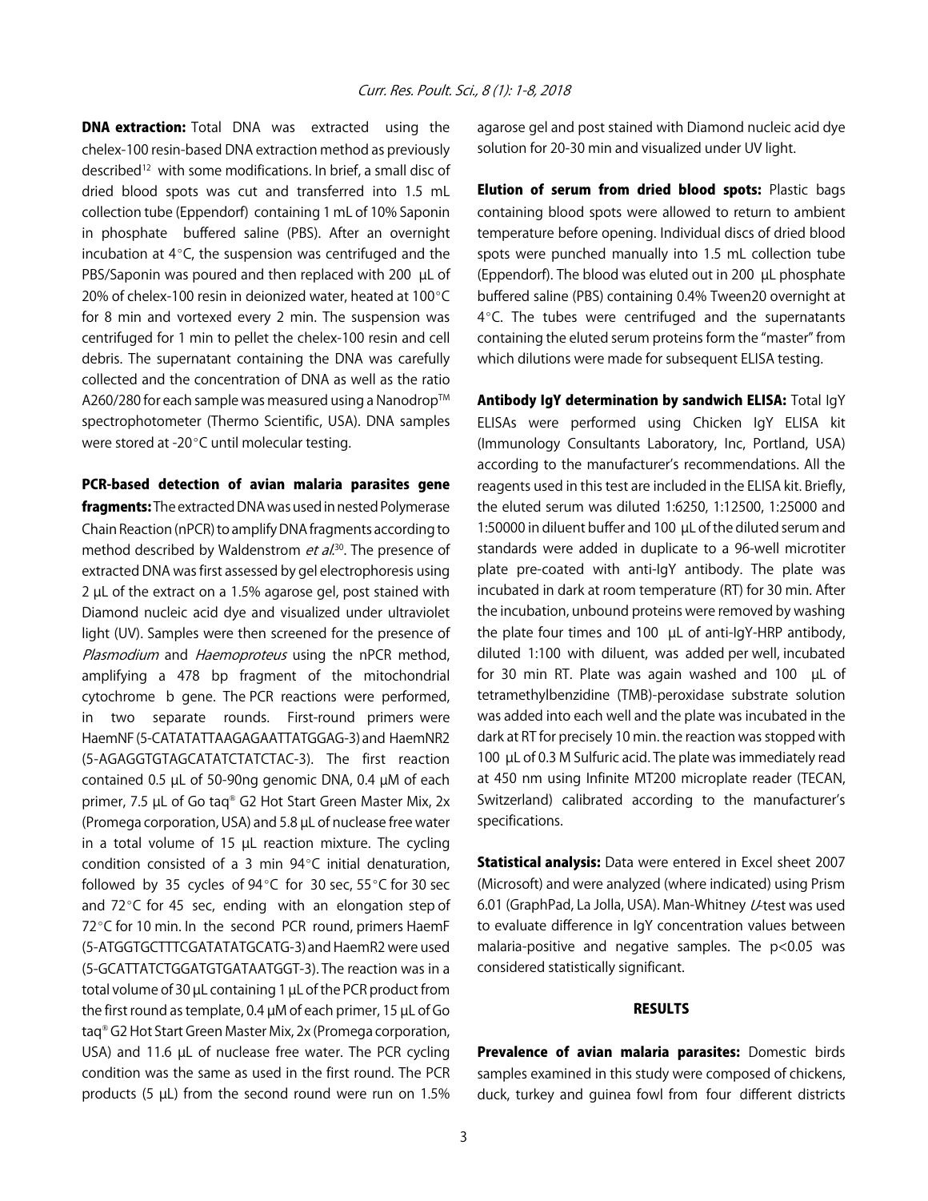**DNA extraction:** Total DNA was extracted using the chelex-100 resin-based DNA extraction method as previously described[12] with some modifications. In brief, a small disc of dried blood spots was cut and transferred into 1.5 mL collection tube (Eppendorf) containing 1 mL of 10% Saponin in phosphate buffered saline (PBS). After an overnight incubation at 4°C, the suspension was centrifuged and the PBS/Saponin was poured and then replaced with 200 µL of 20% of chelex-100 resin in deionized water, heated at 100°C for 8 min and vortexed every 2 min. The suspension was centrifuged for 1 min to pellet the chelex-100 resin and cell debris. The supernatant containing the DNA was carefully collected and the concentration of DNA as well as the ratio A260/280 for each sample was measured using a Nanodrop™ spectrophotometer (Thermo Scientific, USA). DNA samples were stored at -20°C until molecular testing.

**PCR-based detection of avian malaria parasites gene fragments:** The extracted DNA was used in nested Polymerase Chain Reaction (nPCR) to amplify DNA fragments according to method described by Waldenstrom *et al.*[30]. The presence of extracted DNA was first assessed by gel electrophoresis using 2 µL of the extract on a 1.5% agarose gel, post stained with Diamond nucleic acid dye and visualized under ultraviolet light (UV). Samples were then screened for the presence of *Plasmodium* and *Haemoproteus* using the nPCR method, amplifying a 478 bp fragment of the mitochondrial cytochrome b gene. The PCR reactions were performed, in two separate rounds. First-round primers were HaemNF (5-CATATATTAAGAGAATTATGGAG-3) and HaemNR2 (5-AGAGGTGTAGCATATCTATCTAC-3). The first reaction contained 0.5 µL of 50-90ng genomic DNA, 0.4 µM of each primer, 7.5 µL of Go taq® G2 Hot Start Green Master Mix, 2x (Promega corporation, USA) and 5.8 µL of nuclease free water in a total volume of 15 µL reaction mixture. The cycling condition consisted of a 3 min 94°C initial denaturation, followed by 35 cycles of 94°C for 30 sec, 55°C for 30 sec and 72°C for 45 sec, ending with an elongation step of 72°C for 10 min. In the second PCR round, primers HaemF (5-ATGGTGCTTTCGATATATGCATG-3) and HaemR2 were used (5-GCATTATCTGGATGTGATAATGGT-3). The reaction was in a total volume of 30 µL containing 1 µL of the PCR product from the first round as template, 0.4 µM of each primer, 15 µL of Go taq® G2 Hot Start Green Master Mix, 2x (Promega corporation, USA) and 11.6 µL of nuclease free water. The PCR cycling condition was the same as used in the first round. The PCR products (5 µL) from the second round were run on 1.5% agarose gel and post stained with Diamond nucleic acid dye solution for 20-30 min and visualized under UV light.

**Elution of serum from dried blood spots:** Plastic bags containing blood spots were allowed to return to ambient temperature before opening. Individual discs of dried blood spots were punched manually into 1.5 mL collection tube (Eppendorf). The blood was eluted out in 200 µL phosphate buffered saline (PBS) containing 0.4% Tween20 overnight at 4°C. The tubes were centrifuged and the supernatants containing the eluted serum proteins form the "master" from which dilutions were made for subsequent ELISA testing.

**Antibody IgY determination by sandwich ELISA:** Total IgY ELISAs were performed using Chicken IgY ELISA kit (Immunology Consultants Laboratory, Inc, Portland, USA) according to the manufacturer's recommendations. All the reagents used in this test are included in the ELISA kit. Briefly, the eluted serum was diluted 1:6250, 1:12500, 1:25000 and 1:50000 in diluent buffer and 100 µL of the diluted serum and standards were added in duplicate to a 96-well microtiter plate pre-coated with anti-IgY antibody. The plate was incubated in dark at room temperature (RT) for 30 min. After the incubation, unbound proteins were removed by washing the plate four times and 100 µL of anti-IgY-HRP antibody, diluted 1:100 with diluent, was added per well, incubated for 30 min RT. Plate was again washed and 100 µL of tetramethylbenzidine (TMB)-peroxidase substrate solution was added into each well and the plate was incubated in the dark at RT for precisely 10 min. the reaction was stopped with 100 µL of 0.3 M Sulfuric acid. The plate was immediately read at 450 nm using Infinite MT200 microplate reader (TECAN, Switzerland) calibrated according to the manufacturer's specifications.

**Statistical analysis:** Data were entered in Excel sheet 2007 (Microsoft) and were analyzed (where indicated) using Prism 6.01 (GraphPad, La Jolla, USA). Man-Whitney *U*-test was used to evaluate difference in IgY concentration values between malaria-positive and negative samples. The $p<0.05$ was considered statistically significant.

## RESULTS

**Prevalence of avian malaria parasites:** Domestic birds samples examined in this study were composed of chickens, duck, turkey and guinea fowl from four different districts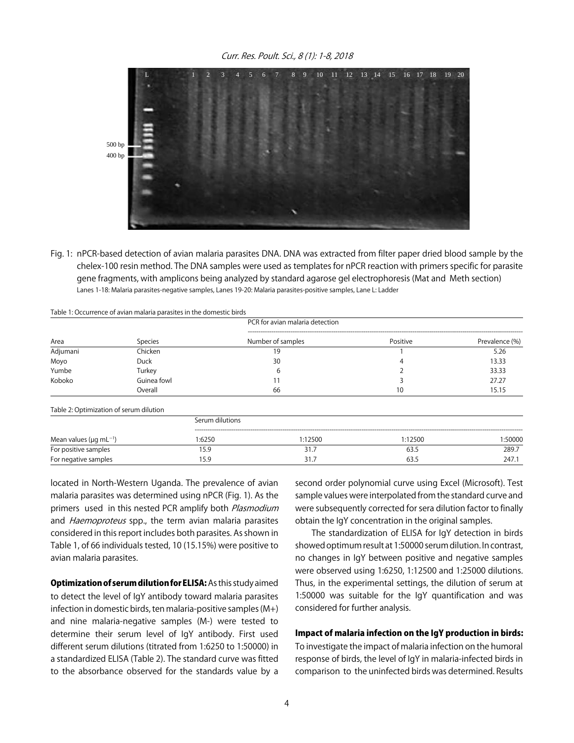L 1 2 3 4 5 6 7 8 9 10 11 12 13 14 15 16 17 18 19 20

500 bp

400 bp

Fig. 1: nPCR-based detection of avian malaria parasites DNA. DNA was extracted from filter paper dried blood sample by the chelex-100 resin method. The DNA samples were used as templates for nPCR reaction with primers specific for parasite gene fragments, with amplicons being analyzed by standard agarose gel electrophoresis (Mat and Meth section)
Lanes 1-18: Malaria parasites-negative samples, Lanes 19-20: Malaria parasites-positive samples, Lane L: Ladder

Table 1: Occurrence of avian malaria parasites in the domestic birds

| | | PCR for avian malaria detection | | |
|---|---|---|---|---|
| Area | Species | Number of samples | Positive | Prevalence (%) |
| Adjumani | Chicken | 19 | 1 | 5.26 |
| Moyo | Duck | 30 | 4 | 13.33 |
| Yumbe | Turkey | 6 | 2 | 33.33 |
| Koboko | Guinea fowl | 11 | 3 | 27.27 |
| | Overall | 66 | 10 | 15.15 |

Table 2: Optimization of serum dilution

| | Serum dilutions | | | |
|---|---|---|---|---|
| Mean values (μg mL$^{-1}$) | 1:6250 | 1:12500 | 1:12500 | 1:50000 |
| For positive samples | 15.9 | 31.7 | 63.5 | 289.7 |
| For negative samples | 15.9 | 31.7 | 63.5 | 247.1 |

located in North-Western Uganda. The prevalence of avian malaria parasites was determined using nPCR (Fig. 1). As the primers used in this nested PCR amplify both *Plasmodium* and *Haemoproteus* spp., the term avian malaria parasites considered in this report includes both parasites. As shown in Table 1, of 66 individuals tested, 10 (15.15%) were positive to avian malaria parasites.

**Optimization of serum dilution for ELISA:** As this study aimed to detect the level of IgY antibody toward malaria parasites infection in domestic birds, ten malaria-positive samples (M+) and nine malaria-negative samples (M-) were tested to determine their serum level of IgY antibody. First used different serum dilutions (titrated from 1:6250 to 1:50000) in a standardized ELISA (Table 2). The standard curve was fitted to the absorbance observed for the standards value by a second order polynomial curve using Excel (Microsoft). Test sample values were interpolated from the standard curve and were subsequently corrected for sera dilution factor to finally obtain the IgY concentration in the original samples.

The standardization of ELISA for IgY detection in birds showed optimum result at 1:50000 serum dilution. In contrast, no changes in IgY between positive and negative samples were observed using 1:6250, 1:12500 and 1:25000 dilutions. Thus, in the experimental settings, the dilution of serum at 1:50000 was suitable for the IgY quantification and was considered for further analysis.

**Impact of malaria infection on the IgY production in birds:** To investigate the impact of malaria infection on the humoral response of birds, the level of IgY in malaria-infected birds in comparison to the uninfected birds was determined. Results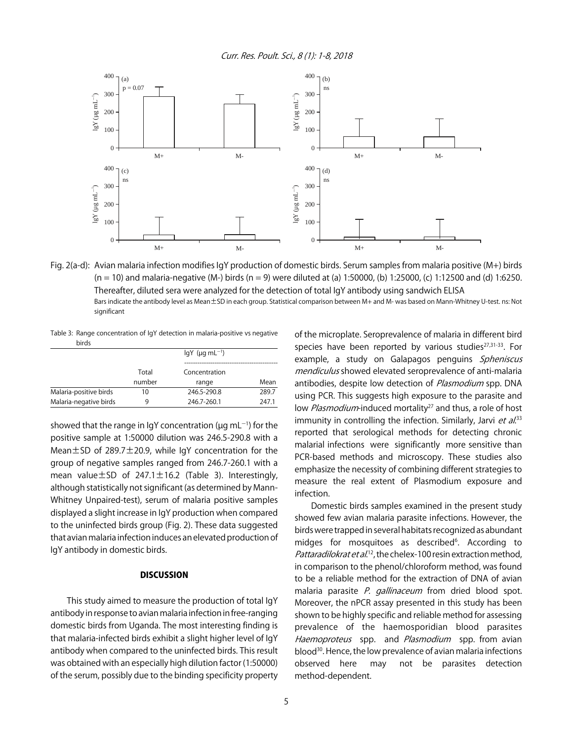(a)
p = 0.07
IgY (µg mL⁻¹)
400
300
200
100
0
M+
M-

(b)
ns
IgY (µg mL⁻¹)
400
300
200
100
0
M+
M-

(c)
ns
IgY (µg mL⁻¹)
400
300
200
100
0
M+
M-

(d)
ns
IgY (µg mL⁻¹)
400
300
200
100
0
M+
M-

Fig. 2(a-d): Avian malaria infection modifies IgY production of domestic birds. Serum samples from malaria positive (M+) birds (n = 10) and malaria-negative (M-) birds (n = 9) were diluted at (a) 1:50000, (b) 1:25000, (c) 1:12500 and (d) 1:6250. Thereafter, diluted sera were analyzed for the detection of total IgY antibody using sandwich ELISA

Bars indicate the antibody level as Mean±SD in each group. Statistical comparison between M+ and M- was based on Mann-Whitney U-test. ns: Not significant

Table 3: Range concentration of IgY detection in malaria-positive vs negative birds

| | | IgY ($\mu g\ mL^{-1}$) | |
|---|---|---|---|
| | Total number | Concentration range | Mean |
| Malaria-positive birds | 10 | 246.5-290.8 | 289.7 |
| Malaria-negative birds | 9 | 246.7-260.1 | 247.1 |

showed that the range in IgY concentration ($\mu g\ mL^{-1}$) for the positive sample at 1:50000 dilution was 246.5-290.8 with a Mean±SD of 289.7±20.9, while IgY concentration for the group of negative samples ranged from 246.7-260.1 with a mean value±SD of 247.1±16.2 (Table 3). Interestingly, although statistically not significant (as determined by Mann-Whitney Unpaired-test), serum of malaria positive samples displayed a slight increase in IgY production when compared to the uninfected birds group (Fig. 2). These data suggested that avian malaria infection induces an elevated production of IgY antibody in domestic birds.

## DISCUSSION

This study aimed to measure the production of total IgY antibody in response to avian malaria infection in free-ranging domestic birds from Uganda. The most interesting finding is that malaria-infected birds exhibit a slight higher level of IgY antibody when compared to the uninfected birds. This result was obtained with an especially high dilution factor (1:50000) of the serum, possibly due to the binding specificity property of the microplate. Seroprevalence of malaria in different bird species have been reported by various studies[27,31-33]. For example, a study on Galapagos penguins *Spheniscus mendiculus* showed elevated seroprevalence of anti-malaria antibodies, despite low detection of *Plasmodium* spp. DNA using PCR. This suggests high exposure to the parasite and low *Plasmodium*-induced mortality[27] and thus, a role of host immunity in controlling the infection. Similarly, Jarvi *et al.*[33] reported that serological methods for detecting chronic malarial infections were significantly more sensitive than PCR-based methods and microscopy. These studies also emphasize the necessity of combining different strategies to measure the real extent of Plasmodium exposure and infection.

Domestic birds samples examined in the present study showed few avian malaria parasite infections. However, the birds were trapped in several habitats recognized as abundant midges for mosquitoes as described[6]. According to *Pattaradilokrat et al.*[12], the chelex-100 resin extraction method, in comparison to the phenol/chloroform method, was found to be a reliable method for the extraction of DNA of avian malaria parasite *P. gallinaceum* from dried blood spot. Moreover, the nPCR assay presented in this study has been shown to be highly specific and reliable method for assessing prevalence of the haemosporidian blood parasites *Haemoproteus* spp. and *Plasmodium* spp. from avian blood[30]. Hence, the low prevalence of avian malaria infections observed here may not be parasites detection method-dependent.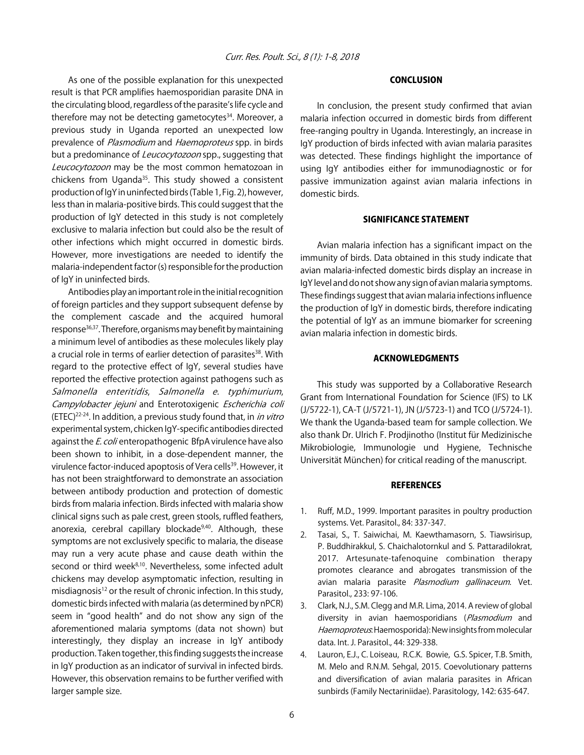As one of the possible explanation for this unexpected result is that PCR amplifies haemosporidian parasite DNA in the circulating blood, regardless of the parasite's life cycle and therefore may not be detecting gametocytes[34]. Moreover, a previous study in Uganda reported an unexpected low prevalence of *Plasmodium* and *Haemoproteus* spp. in birds but a predominance of *Leucocytozoon* spp., suggesting that *Leucocytozoon* may be the most common hematozoan in chickens from Uganda[35]. This study showed a consistent production of IgY in uninfected birds (Table 1, Fig. 2), however, less than in malaria-positive birds. This could suggest that the production of IgY detected in this study is not completely exclusive to malaria infection but could also be the result of other infections which might occurred in domestic birds. However, more investigations are needed to identify the malaria-independent factor (s) responsible for the production of IgY in uninfected birds.

Antibodies play an important role in the initial recognition of foreign particles and they support subsequent defense by the complement cascade and the acquired humoral response[36,37]. Therefore, organisms may benefit by maintaining a minimum level of antibodies as these molecules likely play a crucial role in terms of earlier detection of parasites[38]. With regard to the protective effect of IgY, several studies have reported the effective protection against pathogens such as *Salmonella enteritidis*, *Salmonella e. typhimurium*, *Campylobacter jejuni* and Enterotoxigenic *Escherichia coli* (ETEC)[22-24]. In addition, a previous study found that, in *in vitro* experimental system, chicken IgY-specific antibodies directed against the *E. coli* enteropathogenic BfpA virulence have also been shown to inhibit, in a dose-dependent manner, the virulence factor-induced apoptosis of Vera cells[39]. However, it has not been straightforward to demonstrate an association between antibody production and protection of domestic birds from malaria infection. Birds infected with malaria show clinical signs such as pale crest, green stools, ruffled feathers, anorexia, cerebral capillary blockade[9,40]. Although, these symptoms are not exclusively specific to malaria, the disease may run a very acute phase and cause death within the second or third week[8,10]. Nevertheless, some infected adult chickens may develop asymptomatic infection, resulting in misdiagnosis[12] or the result of chronic infection. In this study, domestic birds infected with malaria (as determined by nPCR) seem in "good health" and do not show any sign of the aforementioned malaria symptoms (data not shown) but interestingly, they display an increase in IgY antibody production. Taken together, this finding suggests the increase in IgY production as an indicator of survival in infected birds. However, this observation remains to be further verified with larger sample size.

## CONCLUSION

In conclusion, the present study confirmed that avian malaria infection occurred in domestic birds from different free-ranging poultry in Uganda. Interestingly, an increase in IgY production of birds infected with avian malaria parasites was detected. These findings highlight the importance of using IgY antibodies either for immunodiagnostic or for passive immunization against avian malaria infections in domestic birds.

## SIGNIFICANCE STATEMENT

Avian malaria infection has a significant impact on the immunity of birds. Data obtained in this study indicate that avian malaria-infected domestic birds display an increase in IgY level and do not show any sign of avian malaria symptoms. These findings suggest that avian malaria infections influence the production of IgY in domestic birds, therefore indicating the potential of IgY as an immune biomarker for screening avian malaria infection in domestic birds.

## ACKNOWLEDGMENTS

This study was supported by a Collaborative Research Grant from International Foundation for Science (IFS) to LK (J/5722-1), CA-T (J/5721-1), JN (J/5723-1) and TCO (J/5724-1). We thank the Uganda-based team for sample collection. We also thank Dr. Ulrich F. Prodjinotho (Institut für Medizinische Mikrobiologie, Immunologie und Hygiene, Technische Universität München) for critical reading of the manuscript.

## REFERENCES

1. Ruff, M.D., 1999. Important parasites in poultry production systems. Vet. Parasitol., 84: 337-347.
2. Tasai, S., T. Saiwichai, M. Kaewthamasorn, S. Tiawsirisup, P. Buddhirakkul, S. Chaichalotornkul and S. Pattaradilokrat, 2017. Artesunate-tafenoquine combination therapy promotes clearance and abrogates transmission of the avian malaria parasite *Plasmodium gallinaceum*. Vet. Parasitol., 233: 97-106.
3. Clark, N.J., S.M. Clegg and M.R. Lima, 2014. A review of global diversity in avian haemosporidians (*Plasmodium* and *Haemoproteus*: Haemosporida): New insights from molecular data. Int. J. Parasitol., 44: 329-338.
4. Lauron, E.J., C. Loiseau, R.C.K. Bowie, G.S. Spicer, T.B. Smith, M. Melo and R.N.M. Sehgal, 2015. Coevolutionary patterns and diversification of avian malaria parasites in African sunbirds (Family Nectariniidae). Parasitology, 142: 635-647.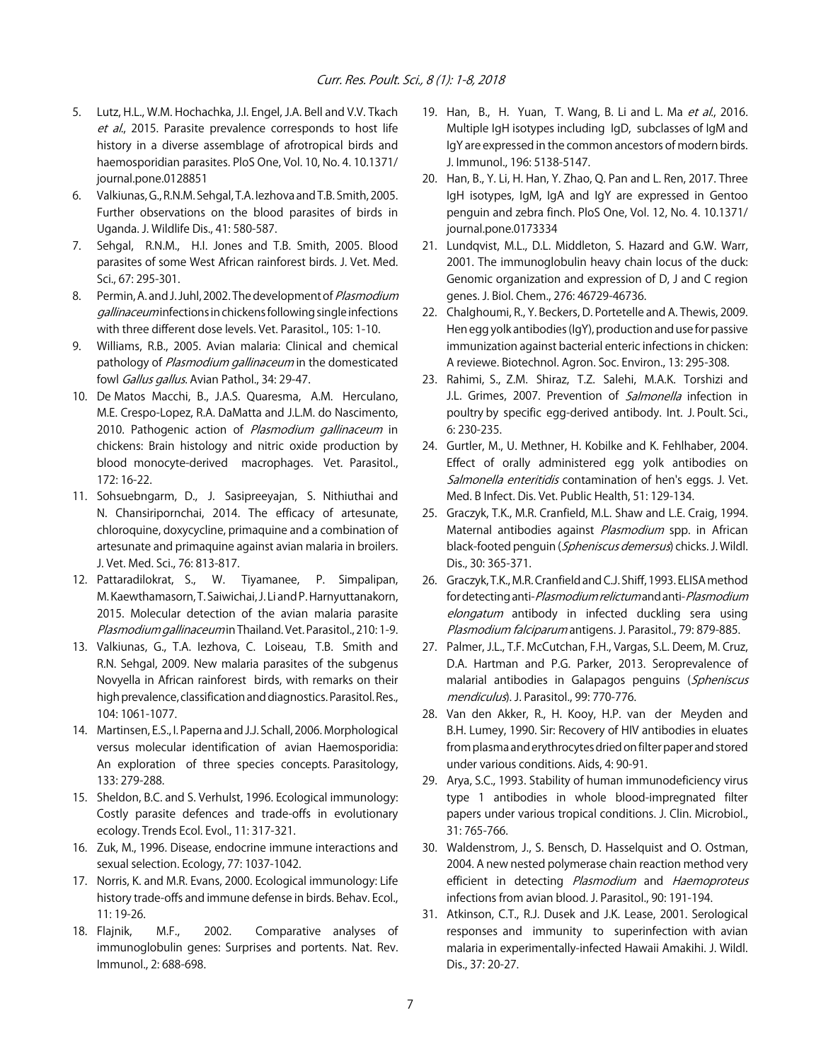5. Lutz, H.L., W.M. Hochachka, J.I. Engel, J.A. Bell and V.V. Tkach *et al*., 2015. Parasite prevalence corresponds to host life history in a diverse assemblage of afrotropical birds and haemosporidian parasites. PloS One, Vol. 10, No. 4. 10.1371/journal.pone.0128851
6. Valkiunas, G., R.N.M. Sehgal, T.A. Iezhova and T.B. Smith, 2005. Further observations on the blood parasites of birds in Uganda. J. Wildlife Dis., 41: 580-587.
7. Sehgal, R.N.M., H.I. Jones and T.B. Smith, 2005. Blood parasites of some West African rainforest birds. J. Vet. Med. Sci., 67: 295-301.
8. Permin, A. and J. Juhl, 2002. The development of *Plasmodium gallinaceum* infections in chickens following single infections with three different dose levels. Vet. Parasitol., 105: 1-10.
9. Williams, R.B., 2005. Avian malaria: Clinical and chemical pathology of *Plasmodium gallinaceum* in the domesticated fowl *Gallus gallus*. Avian Pathol., 34: 29-47.
10. De Matos Macchi, B., J.A.S. Quaresma, A.M. Herculano, M.E. Crespo-Lopez, R.A. DaMatta and J.L.M. do Nascimento, 2010. Pathogenic action of *Plasmodium gallinaceum* in chickens: Brain histology and nitric oxide production by blood monocyte-derived macrophages. Vet. Parasitol., 172: 16-22.
11. Sohsuebngarm, D., J. Sasipreeyajan, S. Nithiuthai and N. Chansiripornchai, 2014. The efficacy of artesunate, chloroquine, doxycycline, primaquine and a combination of artesunate and primaquine against avian malaria in broilers. J. Vet. Med. Sci., 76: 813-817.
12. Pattaradilokrat, S., W. Tiyamanee, P. Simpalipan, M. Kaewthamasorn, T. Saiwichai, J. Li and P. Harnyuttanakorn, 2015. Molecular detection of the avian malaria parasite *Plasmodium gallinaceum* in Thailand. Vet. Parasitol., 210: 1-9.
13. Valkiunas, G., T.A. Iezhova, C. Loiseau, T.B. Smith and R.N. Sehgal, 2009. New malaria parasites of the subgenus Novyella in African rainforest birds, with remarks on their high prevalence, classification and diagnostics. Parasitol. Res., 104: 1061-1077.
14. Martinsen, E.S., I. Paperna and J.J. Schall, 2006. Morphological versus molecular identification of avian Haemosporidia: An exploration of three species concepts. Parasitology, 133: 279-288.
15. Sheldon, B.C. and S. Verhulst, 1996. Ecological immunology: Costly parasite defences and trade-offs in evolutionary ecology. Trends Ecol. Evol., 11: 317-321.
16. Zuk, M., 1996. Disease, endocrine immune interactions and sexual selection. Ecology, 77: 1037-1042.
17. Norris, K. and M.R. Evans, 2000. Ecological immunology: Life history trade-offs and immune defense in birds. Behav. Ecol., 11: 19-26.
18. Flajnik, M.F., 2002. Comparative analyses of immunoglobulin genes: Surprises and portents. Nat. Rev. Immunol., 2: 688-698.
19. Han, B., H. Yuan, T. Wang, B. Li and L. Ma *et al*., 2016. Multiple IgH isotypes including IgD, subclasses of IgM and IgY are expressed in the common ancestors of modern birds. J. Immunol., 196: 5138-5147.
20. Han, B., Y. Li, H. Han, Y. Zhao, Q. Pan and L. Ren, 2017. Three IgH isotypes, IgM, IgA and IgY are expressed in Gentoo penguin and zebra finch. PloS One, Vol. 12, No. 4. 10.1371/journal.pone.0173334
21. Lundqvist, M.L., D.L. Middleton, S. Hazard and G.W. Warr, 2001. The immunoglobulin heavy chain locus of the duck: Genomic organization and expression of D, J and C region genes. J. Biol. Chem., 276: 46729-46736.
22. Chalghoumi, R., Y. Beckers, D. Portetelle and A. Thewis, 2009. Hen egg yolk antibodies (IgY), production and use for passive immunization against bacterial enteric infections in chicken: A reviewe. Biotechnol. Agron. Soc. Environ., 13: 295-308.
23. Rahimi, S., Z.M. Shiraz, T.Z. Salehi, M.A.K. Torshizi and J.L. Grimes, 2007. Prevention of *Salmonella* infection in poultry by specific egg-derived antibody. Int. J. Poult. Sci., 6: 230-235.
24. Gurtler, M., U. Methner, H. Kobilke and K. Fehlhaber, 2004. Effect of orally administered egg yolk antibodies on *Salmonella enteritidis* contamination of hen's eggs. J. Vet. Med. B Infect. Dis. Vet. Public Health, 51: 129-134.
25. Graczyk, T.K., M.R. Cranfield, M.L. Shaw and L.E. Craig, 1994. Maternal antibodies against *Plasmodium* spp. in African black-footed penguin (*Spheniscus demersus*) chicks. J. Wildl. Dis., 30: 365-371.
26. Graczyk, T.K., M.R. Cranfield and C.J. Shiff, 1993. ELISA method for detecting anti-*Plasmodium relictum* and anti-*Plasmodium elongatum* antibody in infected duckling sera using *Plasmodium falciparum* antigens. J. Parasitol., 79: 879-885.
27. Palmer, J.L., T.F. McCutchan, F.H., Vargas, S.L. Deem, M. Cruz, D.A. Hartman and P.G. Parker, 2013. Seroprevalence of malarial antibodies in Galapagos penguins (*Spheniscus mendiculus*). J. Parasitol., 99: 770-776.
28. Van den Akker, R., H. Kooy, H.P. van der Meyden and B.H. Lumey, 1990. Sir: Recovery of HIV antibodies in eluates from plasma and erythrocytes dried on filter paper and stored under various conditions. Aids, 4: 90-91.
29. Arya, S.C., 1993. Stability of human immunodeficiency virus type 1 antibodies in whole blood-impregnated filter papers under various tropical conditions. J. Clin. Microbiol., 31: 765-766.
30. Waldenstrom, J., S. Bensch, D. Hasselquist and O. Ostman, 2004. A new nested polymerase chain reaction method very efficient in detecting *Plasmodium* and *Haemoproteus* infections from avian blood. J. Parasitol., 90: 191-194.
31. Atkinson, C.T., R.J. Dusek and J.K. Lease, 2001. Serological responses and immunity to superinfection with avian malaria in experimentally-infected Hawaii Amakihi. J. Wildl. Dis., 37: 20-27.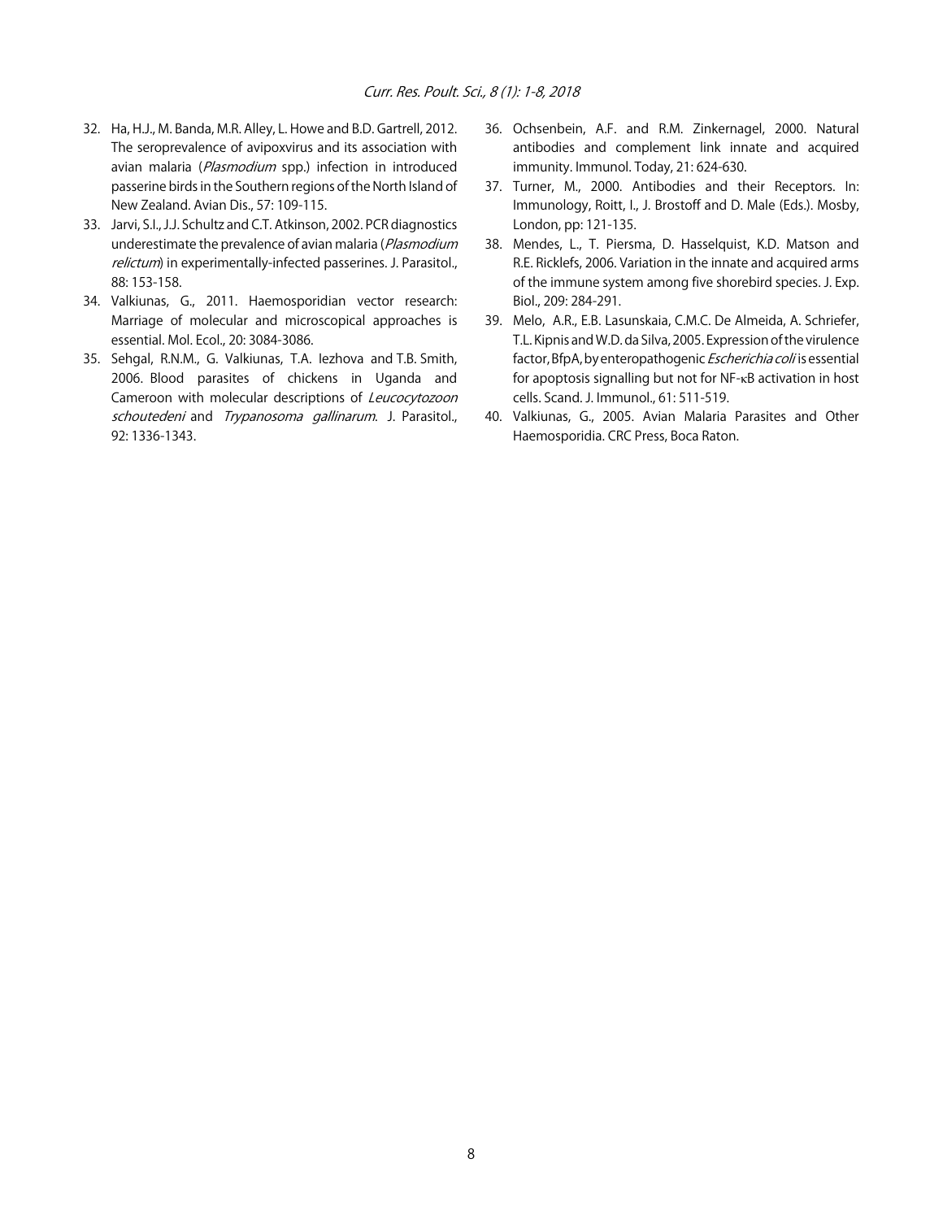32. Ha, H.J., M. Banda, M.R. Alley, L. Howe and B.D. Gartrell, 2012. The seroprevalence of avipoxvirus and its association with avian malaria (*Plasmodium* spp.) infection in introduced passerine birds in the Southern regions of the North Island of New Zealand. Avian Dis., 57: 109-115.
33. Jarvi, S.I., J.J. Schultz and C.T. Atkinson, 2002. PCR diagnostics underestimate the prevalence of avian malaria (*Plasmodium relictum*) in experimentally-infected passerines. J. Parasitol., 88: 153-158.
34. Valkiunas, G., 2011. Haemosporidian vector research: Marriage of molecular and microscopical approaches is essential. Mol. Ecol., 20: 3084-3086.
35. Sehgal, R.N.M., G. Valkiunas, T.A. Iezhova and T.B. Smith, 2006. Blood parasites of chickens in Uganda and Cameroon with molecular descriptions of *Leucocytozoon schoutedeni* and *Trypanosoma gallinarum*. J. Parasitol., 92: 1336-1343.
36. Ochsenbein, A.F. and R.M. Zinkernagel, 2000. Natural antibodies and complement link innate and acquired immunity. Immunol. Today, 21: 624-630.
37. Turner, M., 2000. Antibodies and their Receptors. In: Immunology, Roitt, I., J. Brostoff and D. Male (Eds.). Mosby, London, pp: 121-135.
38. Mendes, L., T. Piersma, D. Hasselquist, K.D. Matson and R.E. Ricklefs, 2006. Variation in the innate and acquired arms of the immune system among five shorebird species. J. Exp. Biol., 209: 284-291.
39. Melo, A.R., E.B. Lasunskaia, C.M.C. De Almeida, A. Schriefer, T.L. Kipnis and W.D. da Silva, 2005. Expression of the virulence factor, BfpA, by enteropathogenic *Escherichia coli* is essential for apoptosis signalling but not for NF-κB activation in host cells. Scand. J. Immunol., 61: 511-519.
40. Valkiunas, G., 2005. Avian Malaria Parasites and Other Haemosporidia. CRC Press, Boca Raton.